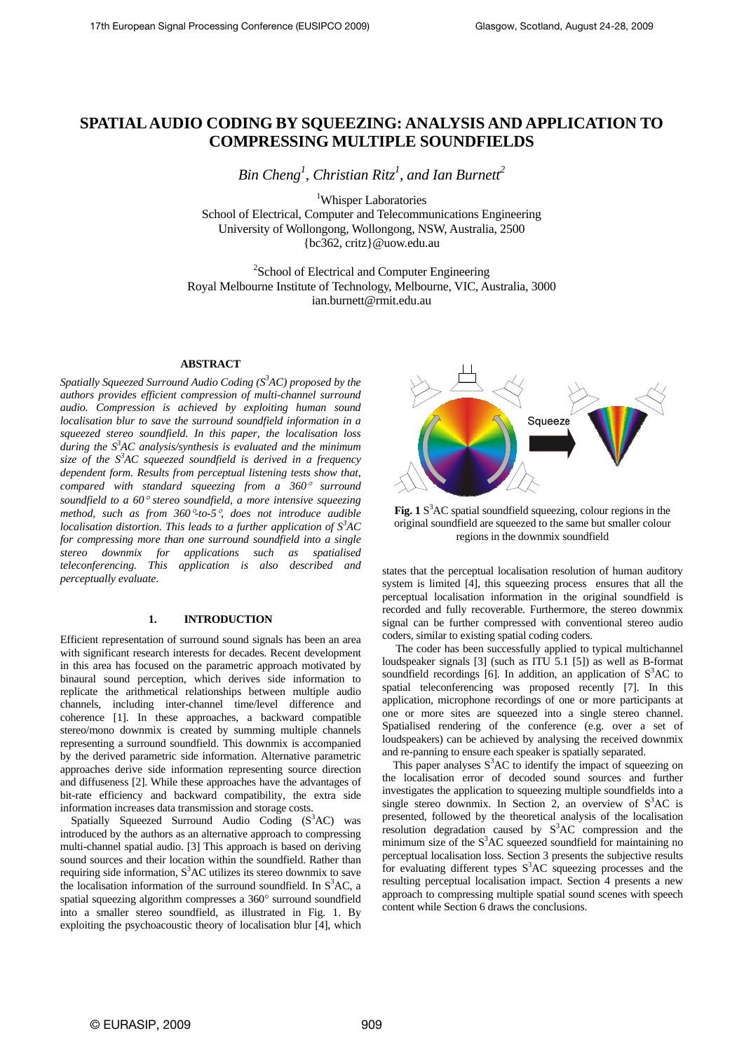# SPATIAL AUDIO CODING BY SQUEEZING: ANALYSIS AND APPLICATION TO COMPRESSING MULTIPLE SOUNDFIELDS

*Bin Cheng[1], Christian Ritz[1], and Ian Burnett[2]*

[1]Whisper Laboratories
School of Electrical, Computer and Telecommunications Engineering
University of Wollongong, Wollongong, NSW, Australia, 2500
{bc362, critz}@uow.edu.au

[2]School of Electrical and Computer Engineering
Royal Melbourne Institute of Technology, Melbourne, VIC, Australia, 3000
ian.burnett@rmit.edu.au

## ABSTRACT

*Spatially Squeezed Surround Audio Coding ($S^3AC$) proposed by the authors provides efficient compression of multi-channel surround audio. Compression is achieved by exploiting human sound localisation blur to save the surround soundfield information in a squeezed stereo soundfield. In this paper, the localisation loss during the $S^3AC$ analysis/synthesis is evaluated and the minimum size of the $S^3AC$ squeezed soundfield is derived in a frequency dependent form. Results from perceptual listening tests show that, compared with standard squeezing from a 360° surround soundfield to a 60° stereo soundfield, a more intensive squeezing method, such as from 360°-to-5°, does not introduce audible localisation distortion. This leads to a further application of $S^3AC$ for compressing more than one surround soundfield into a single stereo downmix for applications such as spatialised teleconferencing. This application is also described and perceptually evaluate.*

## 1. INTRODUCTION

Efficient representation of surround sound signals has been an area with significant research interests for decades. Recent development in this area has focused on the parametric approach motivated by binaural sound perception, which derives side information to replicate the arithmetical relationships between multiple audio channels, including inter-channel time/level difference and coherence [1]. In these approaches, a backward compatible stereo/mono downmix is created by summing multiple channels representing a surround soundfield. This downmix is accompanied by the derived parametric side information. Alternative parametric approaches derive side information representing source direction and diffuseness [2]. While these approaches have the advantages of bit-rate efficiency and backward compatibility, the extra side information increases data transmission and storage costs.

Spatially Squeezed Surround Audio Coding ($S^3AC$) was introduced by the authors as an alternative approach to compressing multi-channel spatial audio. [3] This approach is based on deriving sound sources and their location within the soundfield. Rather than requiring side information, $S^3AC$ utilizes its stereo downmix to save the localisation information of the surround soundfield. In $S^3AC$, a spatial squeezing algorithm compresses a 360° surround soundfield into a smaller stereo soundfield, as illustrated in Fig. 1. By exploiting the psychoacoustic theory of localisation blur [4], which states that the perceptual localisation resolution of human auditory system is limited [4], this squeezing process ensures that all the perceptual localisation information in the original soundfield is recorded and fully recoverable. Furthermore, the stereo downmix signal can be further compressed with conventional stereo audio coders, similar to existing spatial coding coders.

**Fig. 1** $S^3AC$ spatial soundfield squeezing, colour regions in the original soundfield are squeezed to the same but smaller colour regions in the downmix soundfield

The coder has been successfully applied to typical multichannel loudspeaker signals [3] (such as ITU 5.1 [5]) as well as B-format soundfield recordings [6]. In addition, an application of $S^3AC$ to spatial teleconferencing was proposed recently [7]. In this application, microphone recordings of one or more participants at one or more sites are squeezed into a single stereo channel. Spatialised rendering of the conference (e.g. over a set of loudspeakers) can be achieved by analysing the received downmix and re-panning to ensure each speaker is spatially separated.

This paper analyses $S^3AC$ to identify the impact of squeezing on the localisation error of decoded sound sources and further investigates the application to squeezing multiple soundfields into a single stereo downmix. In Section 2, an overview of $S^3AC$ is presented, followed by the theoretical analysis of the localisation resolution degradation caused by $S^3AC$ compression and the minimum size of the $S^3AC$ squeezed soundfield for maintaining no perceptual localisation loss. Section 3 presents the subjective results for evaluating different types $S^3AC$ squeezing processes and the resulting perceptual localisation impact. Section 4 presents a new approach to compressing multiple spatial sound scenes with speech content while Section 6 draws the conclusions.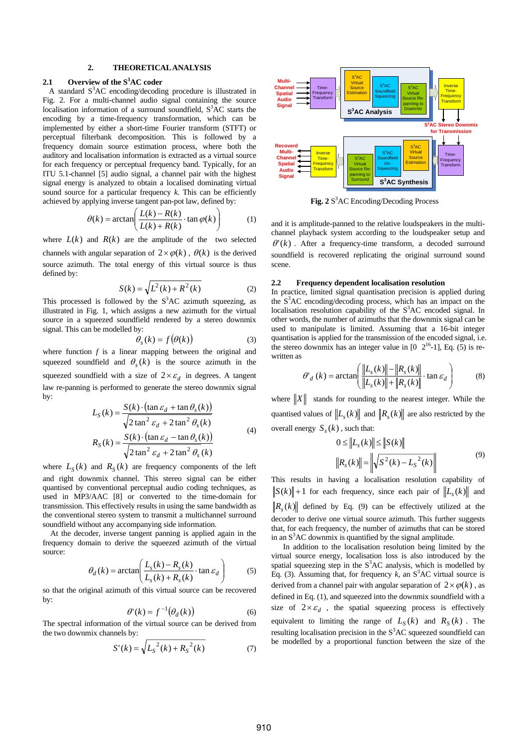## 2. THEORETICAL ANALYSIS

### 2.1 Overview of the S³AC coder

A standard S³AC encoding/decoding procedure is illustrated in Fig. 2. For a multi-channel audio signal containing the source localisation information of a surround soundfield, S³AC starts the encoding by a time-frequency transformation, which can be implemented by either a short-time Fourier transform (STFT) or perceptual filterbank decomposition. This is followed by a frequency domain source estimation process, where both the auditory and localisation information is extracted as a virtual source for each frequency or perceptual frequency band. Typically, for an ITU 5.1-channel [5] audio signal, a channel pair with the highest signal energy is analyzed to obtain a localised dominating virtual sound source for a particular frequency $k$. This can be efficiently achieved by applying inverse tangent pan-pot law, defined by:

$$\theta(k) = \arctan\left(\frac{L(k) - R(k)}{L(k) + R(k)} \cdot \tan\varphi(k)\right) \tag{1}$$

where $L(k)$ and $R(k)$ are the amplitude of the two selected channels with angular separation of $2 \times \varphi(k)$, $\theta(k)$ is the derived source azimuth. The total energy of this virtual source is thus defined by:

$$S(k) = \sqrt{L^2(k) + R^2(k)} \tag{2}$$

This processed is followed by the S³AC azimuth squeezing, as illustrated in Fig. 1, which assigns a new azimuth for the virtual source in a squeezed soundfield rendered by a stereo downmix signal. This can be modelled by:

$$\theta_s(k) = f\left(\theta(k)\right) \tag{3}$$

where function $f$ is a linear mapping between the original and squeezed soundfield and $\theta_s(k)$ is the source azimuth in the squeezed soundfield with a size of $2 \times \varepsilon_d$ in degrees. A tangent law re-panning is performed to generate the stereo downmix signal by:

$$\begin{aligned} L_S(k) &= \frac{S(k) \cdot (\tan\varepsilon_d + \tan\theta_s(k))}{\sqrt{2\tan^2\varepsilon_d + 2\tan^2\theta_s(k)}} \\ R_S(k) &= \frac{S(k) \cdot (\tan\varepsilon_d - \tan\theta_s(k))}{\sqrt{2\tan^2\varepsilon_d + 2\tan^2\theta_s(k)}} \end{aligned} \tag{4}$$

where $L_S(k)$ and $R_S(k)$ are frequency components of the left and right downmix channel. This stereo signal can be either quantised by conventional perceptual audio coding techniques, as used in MP3/AAC [8] or converted to the time-domain for transmission. This effectively results in using the same bandwidth as the conventional stereo system to transmit a multichannel surround soundfield without any accompanying side information.

At the decoder, inverse tangent panning is applied again in the frequency domain to derive the squeezed azimuth of the virtual source:

$$\theta_d(k) = \arctan\left(\frac{L_s(k) - R_s(k)}{L_s(k) + R_s(k)} \cdot \tan\varepsilon_d\right) \tag{5}$$

so that the original azimuth of this virtual source can be recovered by:

$$\theta'(k) = f^{-1}\left(\theta_d(k)\right) \tag{6}$$

The spectral information of the virtual source can be derived from the two downmix channels by:

$$S'(k) = \sqrt{L_S{}^2(k) + R_S{}^2(k)} \tag{7}$$

**Fig. 2** S³AC Encoding/Decoding Process

and it is amplitude-panned to the relative loudspeakers in the multi-channel playback system according to the loudspeaker setup and $\theta'(k)$. After a frequency-time transform, a decoded surround soundfield is recovered replicating the original surround sound scene.

### 2.2 Frequency dependent localisation resolution

In practice, limited signal quantisation precision is applied during the S³AC encoding/decoding process, which has an impact on the localisation resolution capability of the S³AC encoded signal. In other words, the number of azimuths that the downmix signal can be used to manipulate is limited. Assuming that a 16-bit integer quantisation is applied for the transmission of the encoded signal, i.e. the stereo downmix has an integer value in [0 $2^{16}$-1], Eq. (5) is re-written as

$$\theta'_d(k) = \arctan\left(\frac{\|L_s(k)\| - \|R_s(k)\|}{\|L_s(k)\| + \|R_s(k)\|} \cdot \tan\varepsilon_d\right) \tag{8}$$

where $\|X\|$ stands for rounding to the nearest integer. While the quantised values of $\|L_s(k)\|$ and $\|R_s(k)\|$ are also restricted by the overall energy $S_s(k)$, such that:

$$\begin{aligned} &0 \le \|L_s(k)\| \le \|S(k)\| \\ &\|R_s(k)\| = \left\|\sqrt{S^2(k) - L_s{}^2(k)}\right\| \end{aligned} \tag{9}$$

This results in having a localisation resolution capability of $\|S(k)\| + 1$ for each frequency, since each pair of $\|L_s(k)\|$ and $\|R_s(k)\|$ defined by Eq. (9) can be effectively utilized at the decoder to derive one virtual source azimuth. This further suggests that, for each frequency, the number of azimuths that can be stored in an S³AC downmix is quantified by the signal amplitude.

In addition to the localisation resolution being limited by the virtual source energy, localisation loss is also introduced by the spatial squeezing step in the S³AC analysis, which is modelled by Eq. (3). Assuming that, for frequency $k$, an S³AC virtual source is derived from a channel pair with angular separation of $2 \times \varphi(k)$, as defined in Eq. (1), and squeezed into the downmix soundfield with a size of $2 \times \varepsilon_d$, the spatial squeezing process is effectively equivalent to limiting the range of $L_S(k)$ and $R_S(k)$. The resulting localisation precision in the S³AC squeezed soundfield can be modelled by a proportional function between the size of the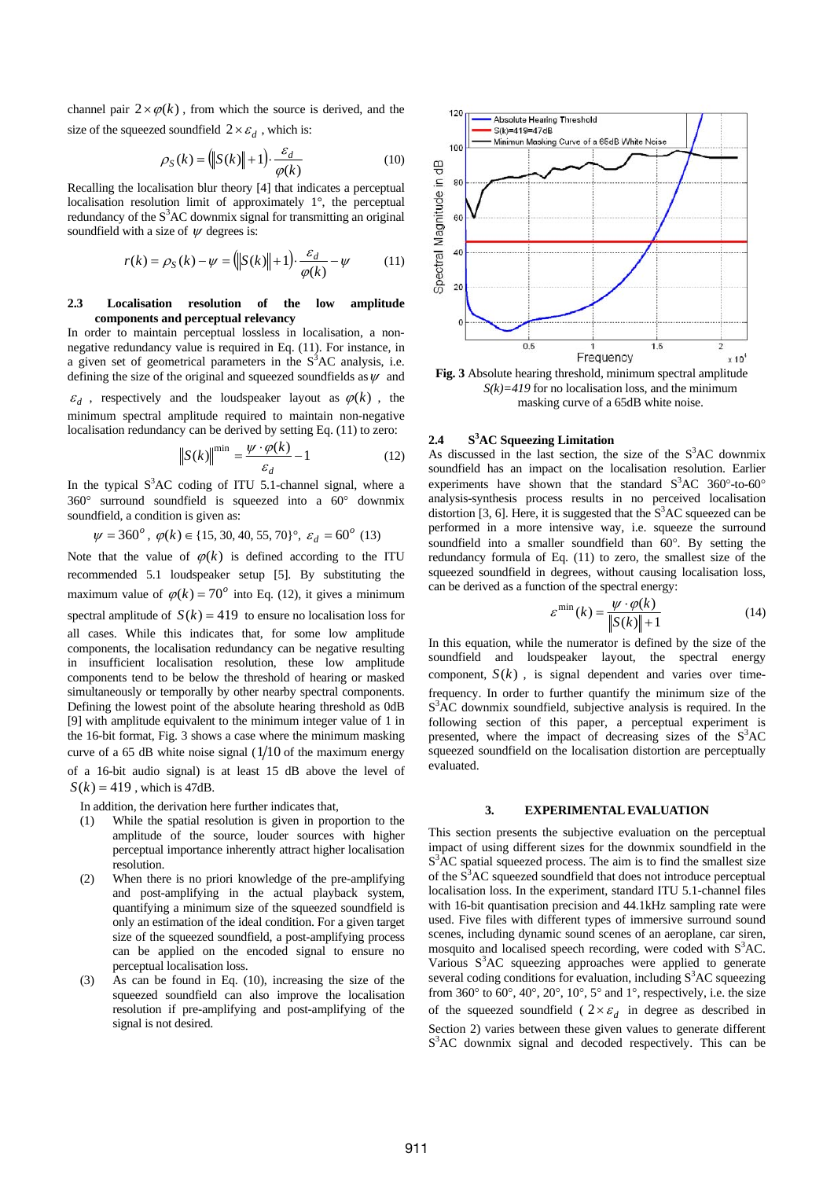channel pair $2\times\varphi(k)$, from which the source is derived, and the size of the squeezed soundfield $2\times\varepsilon_d$, which is:

$$\rho_S(k) = \left(\|S(k)\|+1\right)\cdot\frac{\varepsilon_d}{\varphi(k)} \tag{10}$$

Recalling the localisation blur theory [4] that indicates a perceptual localisation resolution limit of approximately 1°, the perceptual redundancy of the S$^3$AC downmix signal for transmitting an original soundfield with a size of $\psi$ degrees is:

$$r(k) = \rho_S(k) - \psi = \left(\|S(k)\|+1\right)\cdot\frac{\varepsilon_d}{\varphi(k)} - \psi \tag{11}$$

### 2.3 Localisation resolution of the low amplitude components and perceptual relevancy

In order to maintain perceptual lossless in localisation, a non-negative redundancy value is required in Eq. (11). For instance, in a given set of geometrical parameters in the S$^3$AC analysis, i.e. defining the size of the original and squeezed soundfields as $\psi$ and $\varepsilon_d$, respectively and the loudspeaker layout as $\varphi(k)$, the minimum spectral amplitude required to maintain non-negative localisation redundancy can be derived by setting Eq. (11) to zero:

$$\|S(k)\|^{\min} = \frac{\psi\cdot\varphi(k)}{\varepsilon_d} - 1 \tag{12}$$

In the typical S$^3$AC coding of ITU 5.1-channel signal, where a 360° surround soundfield is squeezed into a 60° downmix soundfield, a condition is given as:

$$\psi = 360^o,\ \varphi(k)\in\{15, 30, 40, 55, 70\}^\circ,\ \varepsilon_d = 60^o \tag{13}$$

Note that the value of $\varphi(k)$ is defined according to the ITU recommended 5.1 loudspeaker setup [5]. By substituting the maximum value of $\varphi(k) = 70^o$ into Eq. (12), it gives a minimum spectral amplitude of $S(k) = 419$ to ensure no localisation loss for all cases. While this indicates that, for some low amplitude components, the localisation redundancy can be negative resulting in insufficient localisation resolution, these low amplitude components tend to be below the threshold of hearing or masked simultaneously or temporally by other nearby spectral components. Defining the lowest point of the absolute hearing threshold as 0dB [9] with amplitude equivalent to the minimum integer value of 1 in the 16-bit format, Fig. 3 shows a case where the minimum masking curve of a 65 dB white noise signal ($1/10$ of the maximum energy of a 16-bit audio signal) is at least 15 dB above the level of $S(k) = 419$, which is 47dB.

In addition, the derivation here further indicates that,

1. While the spatial resolution is given in proportion to the amplitude of the source, louder sources with higher perceptual importance inherently attract higher localisation resolution.
2. When there is no priori knowledge of the pre-amplifying and post-amplifying in the actual playback system, quantifying a minimum size of the squeezed soundfield is only an estimation of the ideal condition. For a given target size of the squeezed soundfield, a post-amplifying process can be applied on the encoded signal to ensure no perceptual localisation loss.
3. As can be found in Eq. (10), increasing the size of the squeezed soundfield can also improve the localisation resolution if pre-amplifying and post-amplifying of the signal is not desired.

**Fig. 3** Absolute hearing threshold, minimum spectral amplitude *S(k)=419* for no localisation loss, and the minimum masking curve of a 65dB white noise.

### 2.4 S$^3$AC Squeezing Limitation

As discussed in the last section, the size of the S$^3$AC downmix soundfield has an impact on the localisation resolution. Earlier experiments have shown that the standard S$^3$AC 360°-to-60° analysis-synthesis process results in no perceived localisation distortion [3, 6]. Here, it is suggested that the S$^3$AC squeezed can be performed in a more intensive way, i.e. squeeze the surround soundfield into a smaller soundfield than 60°. By setting the redundancy formula of Eq. (11) to zero, the smallest size of the squeezed soundfield in degrees, without causing localisation loss, can be derived as a function of the spectral energy:

$$\varepsilon^{\min}(k) = \frac{\psi\cdot\varphi(k)}{\|S(k)\|+1} \tag{14}$$

In this equation, while the numerator is defined by the size of the soundfield and loudspeaker layout, the spectral energy component, $S(k)$, is signal dependent and varies over time-frequency. In order to further quantify the minimum size of the S$^3$AC downmix soundfield, subjective analysis is required. In the following section of this paper, a perceptual experiment is presented, where the impact of decreasing sizes of the S$^3$AC squeezed soundfield on the localisation distortion are perceptually evaluated.

## 3. EXPERIMENTAL EVALUATION

This section presents the subjective evaluation on the perceptual impact of using different sizes for the downmix soundfield in the S$^3$AC spatial squeezed process. The aim is to find the smallest size of the S$^3$AC squeezed soundfield that does not introduce perceptual localisation loss. In the experiment, standard ITU 5.1-channel files with 16-bit quantisation precision and 44.1kHz sampling rate were used. Five files with different types of immersive surround sound scenes, including dynamic sound scenes of an aeroplane, car siren, mosquito and localised speech recording, were coded with S$^3$AC. Various S$^3$AC squeezing approaches were applied to generate several coding conditions for evaluation, including S$^3$AC squeezing from 360° to 60°, 40°, 20°, 10°, 5° and 1°, respectively, i.e. the size of the squeezed soundfield ($2\times\varepsilon_d$ in degree as described in Section 2) varies between these given values to generate different S$^3$AC downmix signal and decoded respectively. This can be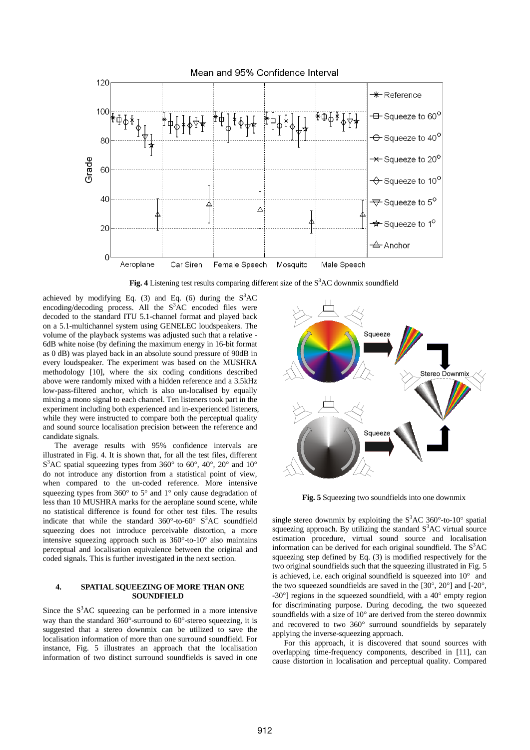**Fig. 4** Listening test results comparing different size of the S$^3$AC downmix soundfield

achieved by modifying Eq. (3) and Eq. (6) during the S$^3$AC encoding/decoding process. All the S$^3$AC encoded files were decoded to the standard ITU 5.1-channel format and played back on a 5.1-multichannel system using GENELEC loudspeakers. The volume of the playback systems was adjusted such that a relative -6dB white noise (by defining the maximum energy in 16-bit format as 0 dB) was played back in an absolute sound pressure of 90dB in every loudspeaker. The experiment was based on the MUSHRA methodology [10], where the six coding conditions described above were randomly mixed with a hidden reference and a 3.5kHz low-pass-filtered anchor, which is also un-localised by equally mixing a mono signal to each channel. Ten listeners took part in the experiment including both experienced and in-experienced listeners, while they were instructed to compare both the perceptual quality and sound source localisation precision between the reference and candidate signals.

The average results with 95% confidence intervals are illustrated in Fig. 4. It is shown that, for all the test files, different S$^3$AC spatial squeezing types from 360° to 60°, 40°, 20° and 10° do not introduce any distortion from a statistical point of view, when compared to the un-coded reference. More intensive squeezing types from 360° to 5° and 1° only cause degradation of less than 10 MUSHRA marks for the aeroplane sound scene, while no statistical difference is found for other test files. The results indicate that while the standard 360°-to-60° S$^3$AC soundfield squeezing does not introduce perceivable distortion, a more intensive squeezing approach such as 360°-to-10° also maintains perceptual and localisation equivalence between the original and coded signals. This is further investigated in the next section.

## 4. SPATIAL SQUEEZING OF MORE THAN ONE SOUNDFIELD

Since the S$^3$AC squeezing can be performed in a more intensive way than the standard 360°-surround to 60°-stereo squeezing, it is suggested that a stereo downmix can be utilized to save the localisation information of more than one surround soundfield. For instance, Fig. 5 illustrates an approach that the localisation information of two distinct surround soundfields is saved in one single stereo downmix by exploiting the S$^3$AC 360°-to-10° spatial squeezing approach. By utilizing the standard S$^3$AC virtual source estimation procedure, virtual sound source and localisation information can be derived for each original soundfield. The S$^3$AC squeezing step defined by Eq. (3) is modified respectively for the two original soundfields such that the squeezing illustrated in Fig. 5 is achieved, i.e. each original soundfield is squeezed into 10° and the two squeezed soundfields are saved in the [30°, 20°] and [-20°, -30°] regions in the squeezed soundfield, with a 40° empty region for discriminating purpose. During decoding, the two squeezed soundfields with a size of 10° are derived from the stereo downmix and recovered to two 360° surround soundfields by separately applying the inverse-squeezing approach.

**Fig. 5** Squeezing two soundfields into one downmix

For this approach, it is discovered that sound sources with overlapping time-frequency components, described in [11], can cause distortion in localisation and perceptual quality. Compared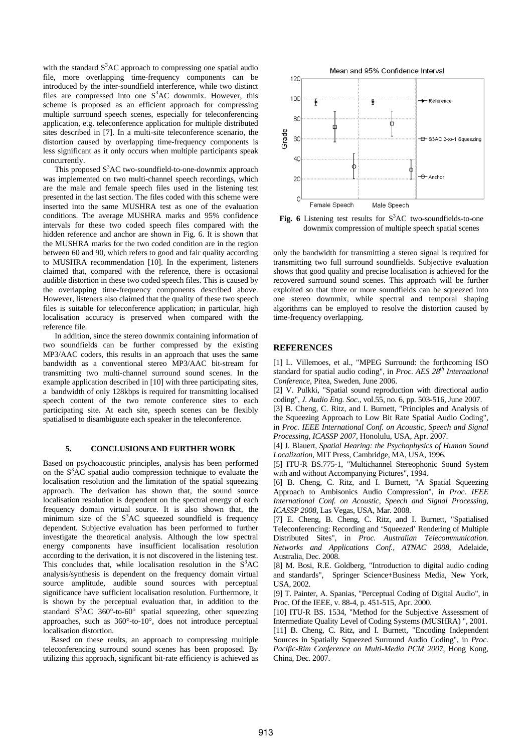with the standard $S^3$AC approach to compressing one spatial audio file, more overlapping time-frequency components can be introduced by the inter-soundfield interference, while two distinct files are compressed into one $S^3$AC downmix. However, this scheme is proposed as an efficient approach for compressing multiple surround speech scenes, especially for teleconferencing application, e.g. teleconference application for multiple distributed sites described in [7]. In a multi-site teleconference scenario, the distortion caused by overlapping time-frequency components is less significant as it only occurs when multiple participants speak concurrently.

This proposed $S^3$AC two-soundfield-to-one-downmix approach was implemented on two multi-channel speech recordings, which are the male and female speech files used in the listening test presented in the last section. The files coded with this scheme were inserted into the same MUSHRA test as one of the evaluation conditions. The average MUSHRA marks and 95% confidence intervals for these two coded speech files compared with the hidden reference and anchor are shown in Fig. 6. It is shown that the MUSHRA marks for the two coded condition are in the region between 60 and 90, which refers to good and fair quality according to MUSHRA recommendation [10]. In the experiment, listeners claimed that, compared with the reference, there is occasional audible distortion in these two coded speech files. This is caused by the overlapping time-frequency components described above. However, listeners also claimed that the quality of these two speech files is suitable for teleconference application; in particular, high localisation accuracy is preserved when compared with the reference file.

In addition, since the stereo downmix containing information of two soundfields can be further compressed by the existing MP3/AAC coders, this results in an approach that uses the same bandwidth as a conventional stereo MP3/AAC bit-stream for transmitting two multi-channel surround sound scenes. In the example application described in [10] with three participating sites, a bandwidth of only 128kbps is required for transmitting localised speech content of the two remote conference sites to each participating site. At each site, speech scenes can be flexibly spatialised to disambiguate each speaker in the teleconference.

Mean and 95% Confidence Interval

120
100
80
60
40
20
0

Grade

Female Speech
Male Speech

Reference
S3AC 2-to-1 Squeezing
Anchor

**Fig. 6** Listening test results for $S^3$AC two-soundfields-to-one downmix compression of multiple speech spatial scenes

only the bandwidth for transmitting a stereo signal is required for transmitting two full surround soundfields. Subjective evaluation shows that good quality and precise localisation is achieved for the recovered surround sound scenes. This approach will be further exploited so that three or more soundfields can be squeezed into one stereo downmix, while spectral and temporal shaping algorithms can be employed to resolve the distortion caused by time-frequency overlapping.

## 5. CONCLUSIONS AND FURTHER WORK

Based on psychoacoustic principles, analysis has been performed on the $S^3$AC spatial audio compression technique to evaluate the localisation resolution and the limitation of the spatial squeezing approach. The derivation has shown that, the sound source localisation resolution is dependent on the spectral energy of each frequency domain virtual source. It is also shown that, the minimum size of the $S^3$AC squeezed soundfield is frequency dependent. Subjective evaluation has been performed to further investigate the theoretical analysis. Although the low spectral energy components have insufficient localisation resolution according to the derivation, it is not discovered in the listening test. This concludes that, while localisation resolution in the $S^3$AC analysis/synthesis is dependent on the frequency domain virtual source amplitude, audible sound sources with perceptual significance have sufficient localisation resolution. Furthermore, it is shown by the perceptual evaluation that, in addition to the standard $S^3$AC 360°-to-60° spatial squeezing, other squeezing approaches, such as 360°-to-10°, does not introduce perceptual localisation distortion.

Based on these reults, an approach to compressing multiple teleconferencing surround sound scenes has been proposed. By utilizing this approach, significant bit-rate efficiency is achieved as

## REFERENCES

[1] L. Villemoes, et al., "MPEG Surround: the forthcoming ISO standard for spatial audio coding", in *Proc. AES 28th International Conference*, Pitea, Sweden, June 2006.

[2] V. Pulkki, "Spatial sound reproduction with directional audio coding", *J. Audio Eng. Soc.*, vol.55, no. 6, pp. 503-516, June 2007.

[3] B. Cheng, C. Ritz, and I. Burnett, "Principles and Analysis of the Squeezing Approach to Low Bit Rate Spatial Audio Coding", in *Proc. IEEE International Conf. on Acoustic, Speech and Signal Processing, ICASSP 2007*, Honolulu, USA, Apr. 2007.

[4] J. Blauert, *Spatial Hearing: the Psychophysics of Human Sound Localization*, MIT Press, Cambridge, MA, USA, 1996.

[5] ITU-R BS.775-1, "Multichannel Stereophonic Sound System with and without Accompanying Pictures", 1994.

[6] B. Cheng, C. Ritz, and I. Burnett, "A Spatial Squeezing Approach to Ambisonics Audio Compression", in *Proc. IEEE International Conf. on Acoustic, Speech and Signal Processing, ICASSP 2008*, Las Vegas, USA, Mar. 2008.

[7] E. Cheng, B. Cheng, C. Ritz, and I. Burnett, "Spatialised Teleconferencing: Recording and 'Squeezed' Rendering of Multiple Distributed Sites", in *Proc. Australian Telecommunication. Networks and Applications Conf., ATNAC 2008*, Adelaide, Australia, Dec. 2008.

[8] M. Bosi, R.E. Goldberg, "Introduction to digital audio coding and standards", Springer Science+Business Media, New York, USA, 2002.

[9] T. Painter, A. Spanias, "Perceptual Coding of Digital Audio", in Proc. Of the IEEE, v. 88-4, p. 451-515, Apr. 2000.

[10] ITU-R BS. 1534, "Method for the Subjective Assessment of Intermediate Quality Level of Coding Systems (MUSHRA) ", 2001.

[11] B. Cheng, C. Ritz, and I. Burnett, "Encoding Independent Sources in Spatially Squeezed Surround Audio Coding", in *Proc. Pacific-Rim Conference on Multi-Media PCM 2007*, Hong Kong, China, Dec. 2007.